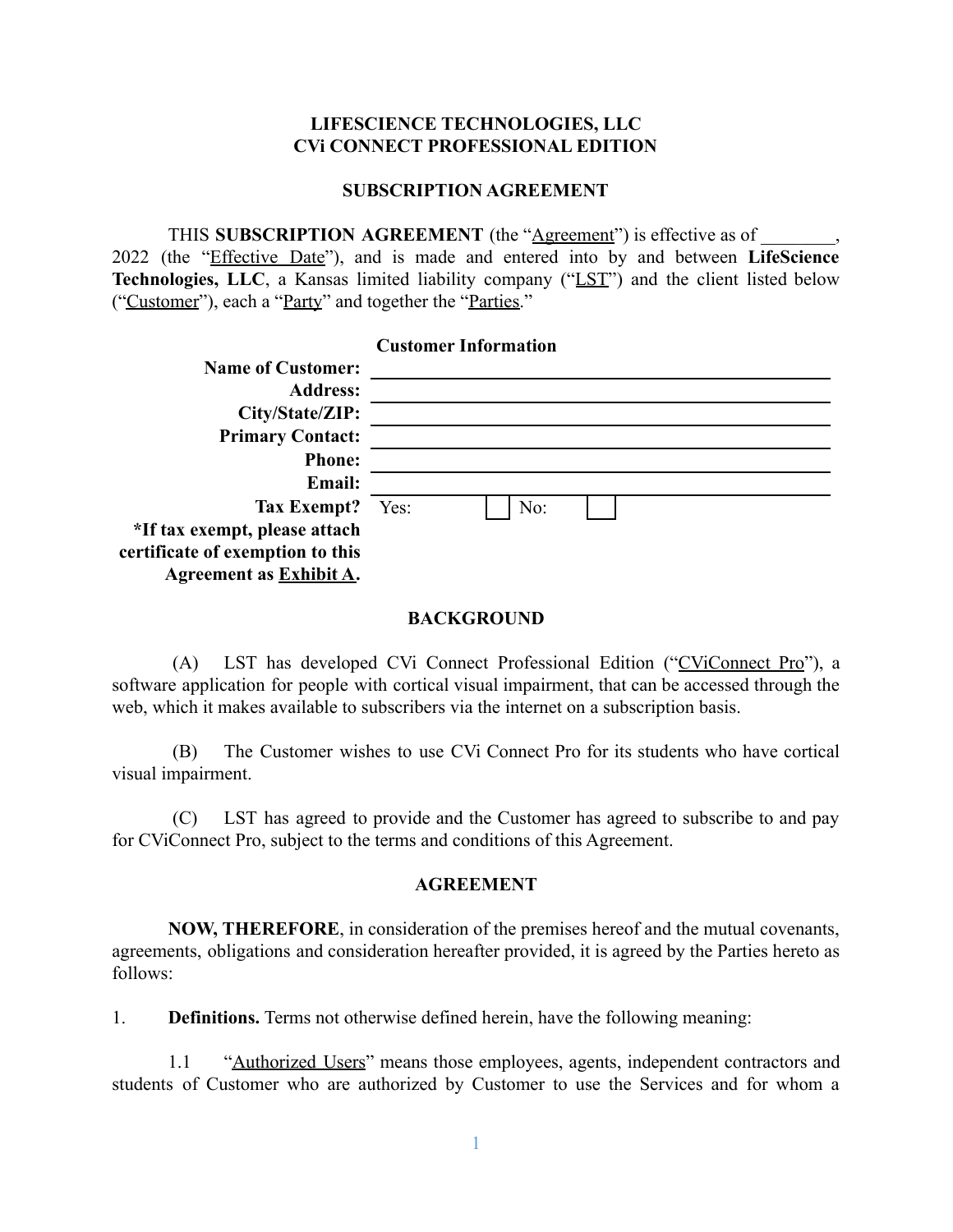# LIFESCIENCE TECHNOLOGIES, LLC
# CVi CONNECT PROFESSIONAL EDITION

## SUBSCRIPTION AGREEMENT

THIS **SUBSCRIPTION AGREEMENT** (the "Agreement") is effective as of ________, 2022 (the "Effective Date"), and is made and entered into by and between **LifeScience Technologies, LLC**, a Kansas limited liability company ("LST") and the client listed below ("Customer"), each a "Party" and together the "Parties."

**Customer Information**

| | |
|---|---|
| **Name of Customer:** | |
| **Address:** | |
| **City/State/ZIP:** | |
| **Primary Contact:** | |
| **Phone:** | |
| **Email:** | |
| **Tax Exempt?** | Yes: ☐ No: ☐ |
| **\*If tax exempt, please attach certificate of exemption to this Agreement as Exhibit A.** | |

## BACKGROUND

(A) LST has developed CVi Connect Professional Edition ("CViConnect Pro"), a software application for people with cortical visual impairment, that can be accessed through the web, which it makes available to subscribers via the internet on a subscription basis.

(B) The Customer wishes to use CVi Connect Pro for its students who have cortical visual impairment.

(C) LST has agreed to provide and the Customer has agreed to subscribe to and pay for CViConnect Pro, subject to the terms and conditions of this Agreement.

## AGREEMENT

**NOW, THEREFORE**, in consideration of the premises hereof and the mutual covenants, agreements, obligations and consideration hereafter provided, it is agreed by the Parties hereto as follows:

1. **Definitions.** Terms not otherwise defined herein, have the following meaning:

1.1 "Authorized Users" means those employees, agents, independent contractors and students of Customer who are authorized by Customer to use the Services and for whom a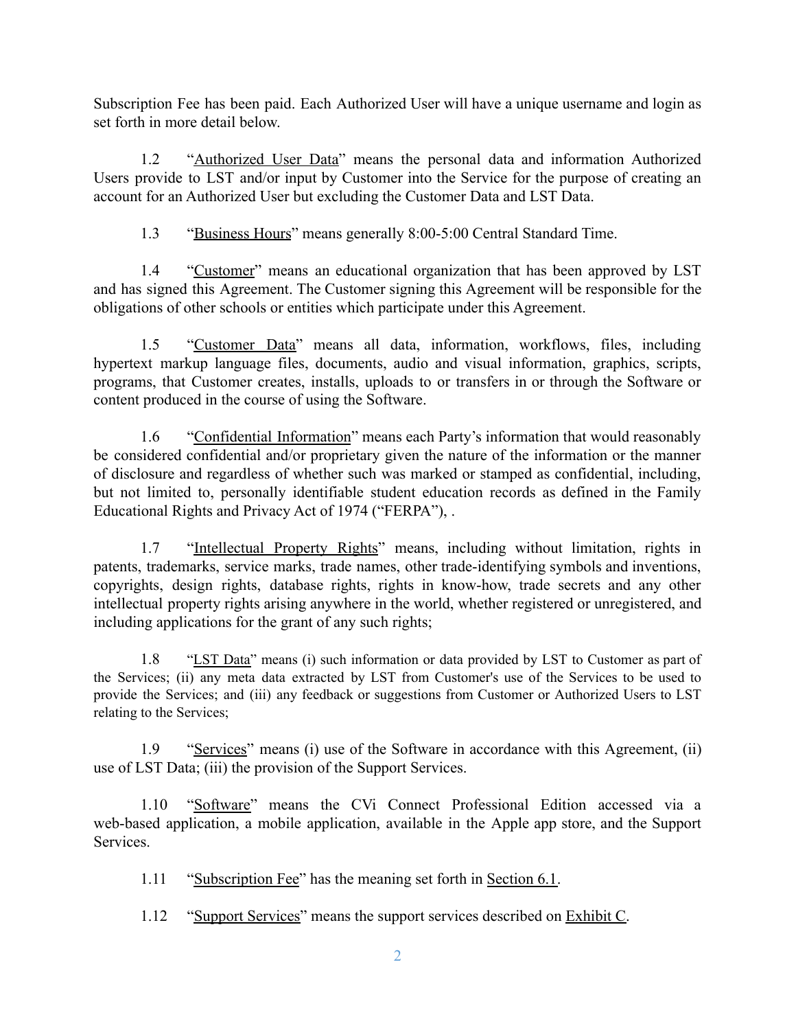Subscription Fee has been paid. Each Authorized User will have a unique username and login as set forth in more detail below.

1.2 "Authorized User Data" means the personal data and information Authorized Users provide to LST and/or input by Customer into the Service for the purpose of creating an account for an Authorized User but excluding the Customer Data and LST Data.

1.3 "Business Hours" means generally 8:00-5:00 Central Standard Time.

1.4 "Customer" means an educational organization that has been approved by LST and has signed this Agreement. The Customer signing this Agreement will be responsible for the obligations of other schools or entities which participate under this Agreement.

1.5 "Customer Data" means all data, information, workflows, files, including hypertext markup language files, documents, audio and visual information, graphics, scripts, programs, that Customer creates, installs, uploads to or transfers in or through the Software or content produced in the course of using the Software.

1.6 "Confidential Information" means each Party's information that would reasonably be considered confidential and/or proprietary given the nature of the information or the manner of disclosure and regardless of whether such was marked or stamped as confidential, including, but not limited to, personally identifiable student education records as defined in the Family Educational Rights and Privacy Act of 1974 ("FERPA"), .

1.7 "Intellectual Property Rights" means, including without limitation, rights in patents, trademarks, service marks, trade names, other trade-identifying symbols and inventions, copyrights, design rights, database rights, rights in know-how, trade secrets and any other intellectual property rights arising anywhere in the world, whether registered or unregistered, and including applications for the grant of any such rights;

1.8 "LST Data" means (i) such information or data provided by LST to Customer as part of the Services; (ii) any meta data extracted by LST from Customer's use of the Services to be used to provide the Services; and (iii) any feedback or suggestions from Customer or Authorized Users to LST relating to the Services;

1.9 "Services" means (i) use of the Software in accordance with this Agreement, (ii) use of LST Data; (iii) the provision of the Support Services.

1.10 "Software" means the CVi Connect Professional Edition accessed via a web-based application, a mobile application, available in the Apple app store, and the Support Services.

1.11 "Subscription Fee" has the meaning set forth in Section 6.1.

1.12 "Support Services" means the support services described on Exhibit C.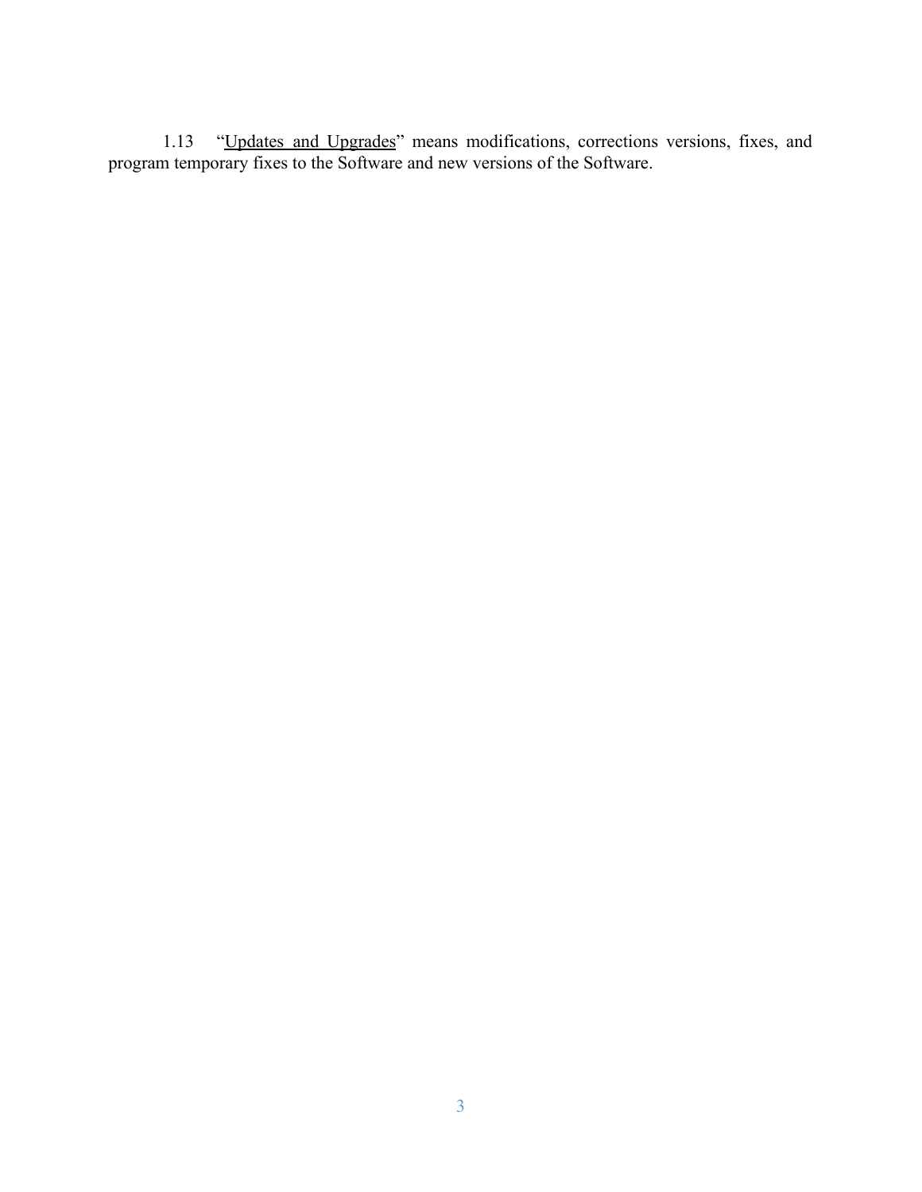1.13 "<u>Updates and Upgrades</u>" means modifications, corrections versions, fixes, and program temporary fixes to the Software and new versions of the Software.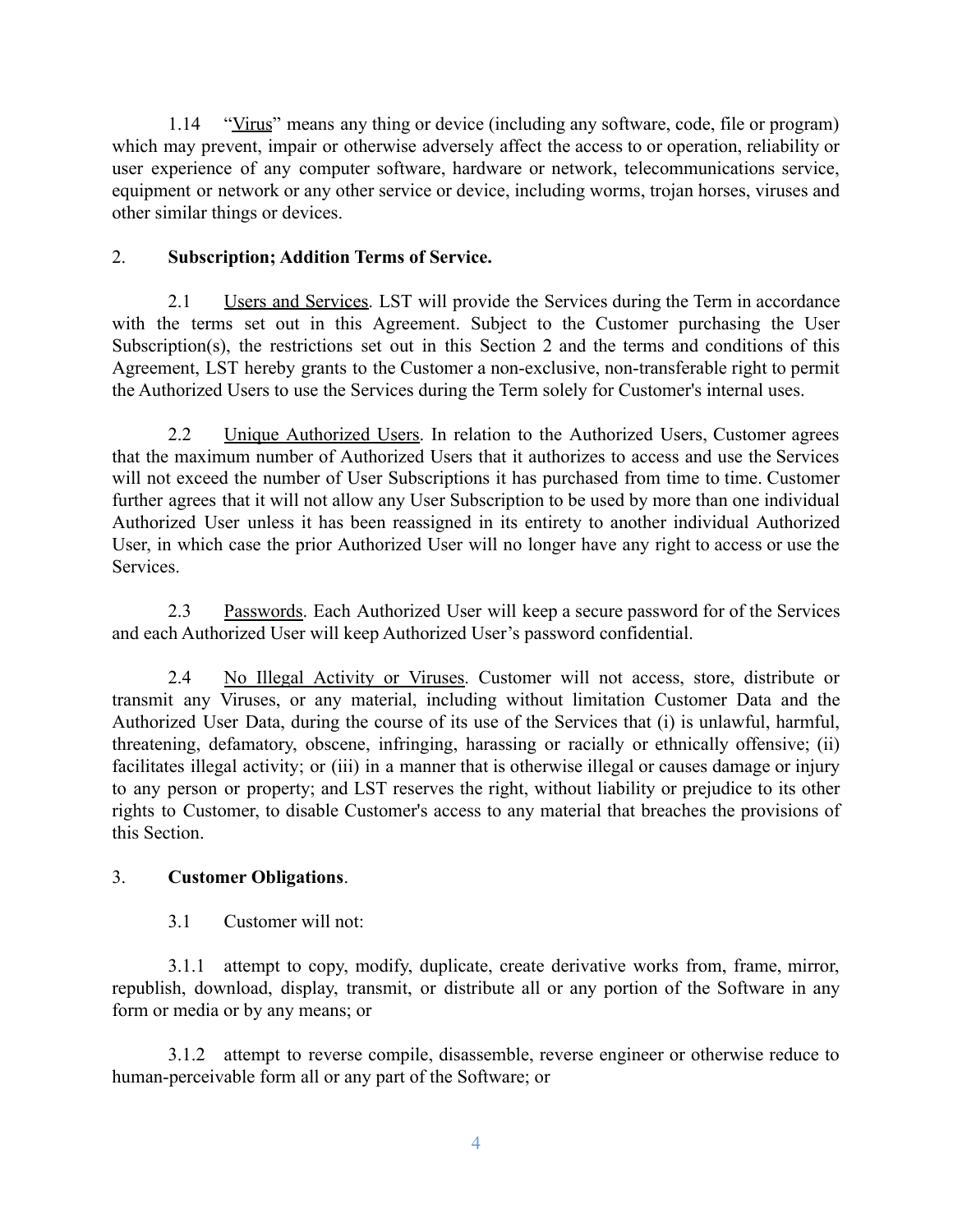1.14 "Virus" means any thing or device (including any software, code, file or program) which may prevent, impair or otherwise adversely affect the access to or operation, reliability or user experience of any computer software, hardware or network, telecommunications service, equipment or network or any other service or device, including worms, trojan horses, viruses and other similar things or devices.

2. **Subscription; Addition Terms of Service.**

2.1 Users and Services. LST will provide the Services during the Term in accordance with the terms set out in this Agreement. Subject to the Customer purchasing the User Subscription(s), the restrictions set out in this Section 2 and the terms and conditions of this Agreement, LST hereby grants to the Customer a non-exclusive, non-transferable right to permit the Authorized Users to use the Services during the Term solely for Customer's internal uses.

2.2 Unique Authorized Users. In relation to the Authorized Users, Customer agrees that the maximum number of Authorized Users that it authorizes to access and use the Services will not exceed the number of User Subscriptions it has purchased from time to time. Customer further agrees that it will not allow any User Subscription to be used by more than one individual Authorized User unless it has been reassigned in its entirety to another individual Authorized User, in which case the prior Authorized User will no longer have any right to access or use the Services.

2.3 Passwords. Each Authorized User will keep a secure password for of the Services and each Authorized User will keep Authorized User's password confidential.

2.4 No Illegal Activity or Viruses. Customer will not access, store, distribute or transmit any Viruses, or any material, including without limitation Customer Data and the Authorized User Data, during the course of its use of the Services that (i) is unlawful, harmful, threatening, defamatory, obscene, infringing, harassing or racially or ethnically offensive; (ii) facilitates illegal activity; or (iii) in a manner that is otherwise illegal or causes damage or injury to any person or property; and LST reserves the right, without liability or prejudice to its other rights to Customer, to disable Customer's access to any material that breaches the provisions of this Section.

3. **Customer Obligations**.

3.1 Customer will not:

3.1.1 attempt to copy, modify, duplicate, create derivative works from, frame, mirror, republish, download, display, transmit, or distribute all or any portion of the Software in any form or media or by any means; or

3.1.2 attempt to reverse compile, disassemble, reverse engineer or otherwise reduce to human-perceivable form all or any part of the Software; or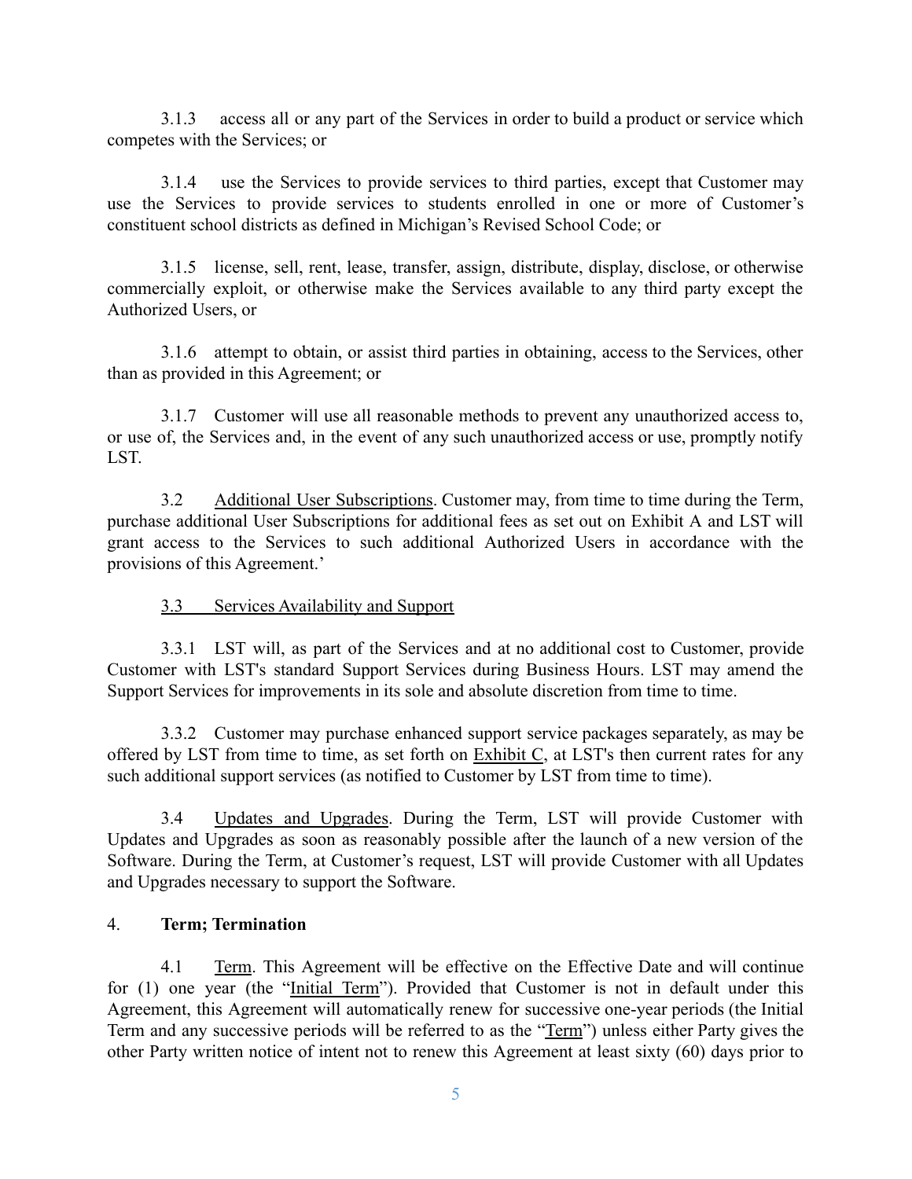3.1.3 access all or any part of the Services in order to build a product or service which competes with the Services; or

3.1.4 use the Services to provide services to third parties, except that Customer may use the Services to provide services to students enrolled in one or more of Customer's constituent school districts as defined in Michigan's Revised School Code; or

3.1.5 license, sell, rent, lease, transfer, assign, distribute, display, disclose, or otherwise commercially exploit, or otherwise make the Services available to any third party except the Authorized Users, or

3.1.6 attempt to obtain, or assist third parties in obtaining, access to the Services, other than as provided in this Agreement; or

3.1.7 Customer will use all reasonable methods to prevent any unauthorized access to, or use of, the Services and, in the event of any such unauthorized access or use, promptly notify LST.

3.2 <u>Additional User Subscriptions</u>. Customer may, from time to time during the Term, purchase additional User Subscriptions for additional fees as set out on Exhibit A and LST will grant access to the Services to such additional Authorized Users in accordance with the provisions of this Agreement.'

<u>3.3 Services Availability and Support</u>

3.3.1 LST will, as part of the Services and at no additional cost to Customer, provide Customer with LST's standard Support Services during Business Hours. LST may amend the Support Services for improvements in its sole and absolute discretion from time to time.

3.3.2 Customer may purchase enhanced support service packages separately, as may be offered by LST from time to time, as set forth on <u>Exhibit C</u>, at LST's then current rates for any such additional support services (as notified to Customer by LST from time to time).

3.4 <u>Updates and Upgrades</u>. During the Term, LST will provide Customer with Updates and Upgrades as soon as reasonably possible after the launch of a new version of the Software. During the Term, at Customer's request, LST will provide Customer with all Updates and Upgrades necessary to support the Software.

4. **Term; Termination**

4.1 <u>Term</u>. This Agreement will be effective on the Effective Date and will continue for (1) one year (the "<u>Initial Term</u>"). Provided that Customer is not in default under this Agreement, this Agreement will automatically renew for successive one-year periods (the Initial Term and any successive periods will be referred to as the "<u>Term</u>") unless either Party gives the other Party written notice of intent not to renew this Agreement at least sixty (60) days prior to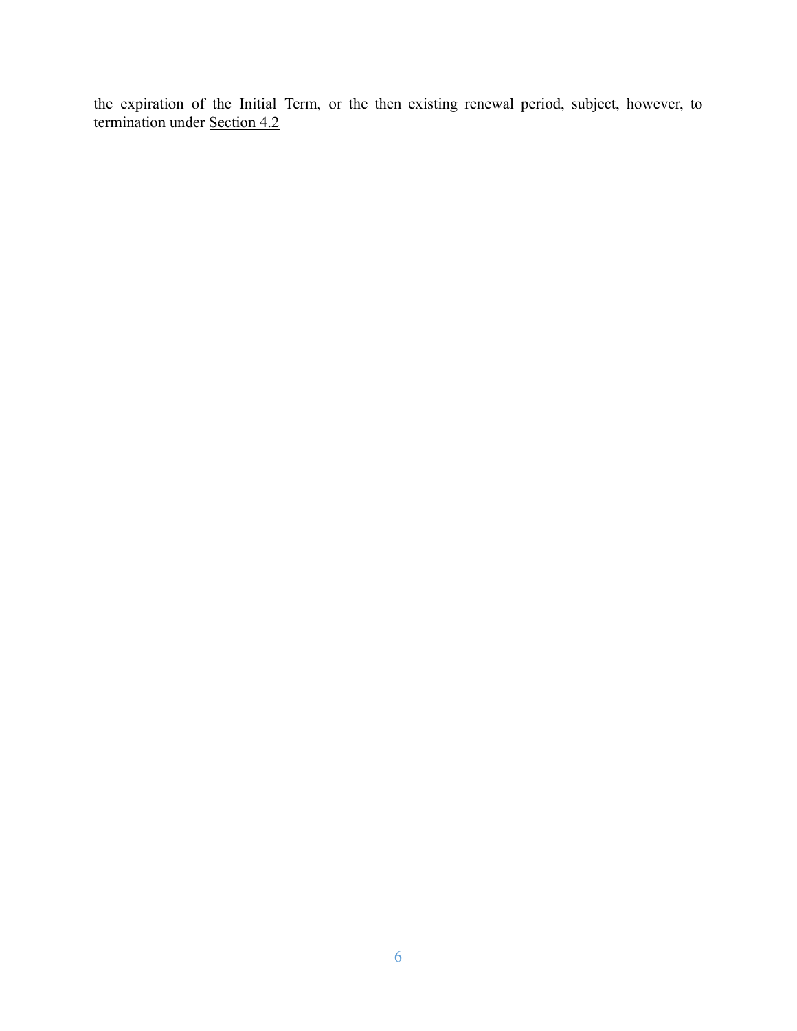the expiration of the Initial Term, or the then existing renewal period, subject, however, to termination under <u>Section 4.2</u>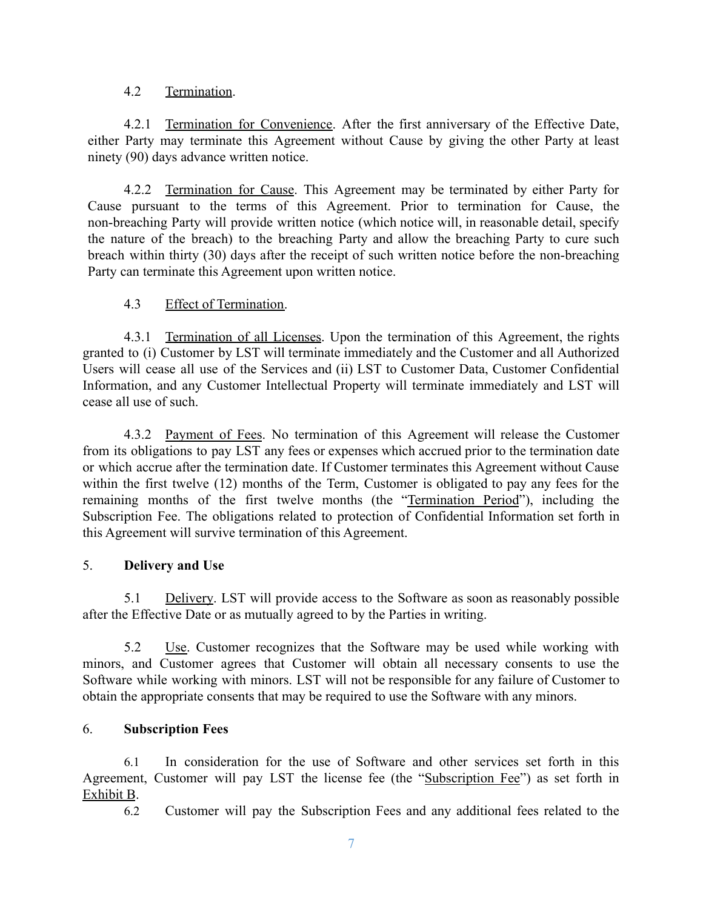4.2 Termination.

4.2.1 Termination for Convenience. After the first anniversary of the Effective Date, either Party may terminate this Agreement without Cause by giving the other Party at least ninety (90) days advance written notice.

4.2.2 Termination for Cause. This Agreement may be terminated by either Party for Cause pursuant to the terms of this Agreement. Prior to termination for Cause, the non-breaching Party will provide written notice (which notice will, in reasonable detail, specify the nature of the breach) to the breaching Party and allow the breaching Party to cure such breach within thirty (30) days after the receipt of such written notice before the non-breaching Party can terminate this Agreement upon written notice.

4.3 Effect of Termination.

4.3.1 Termination of all Licenses. Upon the termination of this Agreement, the rights granted to (i) Customer by LST will terminate immediately and the Customer and all Authorized Users will cease all use of the Services and (ii) LST to Customer Data, Customer Confidential Information, and any Customer Intellectual Property will terminate immediately and LST will cease all use of such.

4.3.2 Payment of Fees. No termination of this Agreement will release the Customer from its obligations to pay LST any fees or expenses which accrued prior to the termination date or which accrue after the termination date. If Customer terminates this Agreement without Cause within the first twelve (12) months of the Term, Customer is obligated to pay any fees for the remaining months of the first twelve months (the "Termination Period"), including the Subscription Fee. The obligations related to protection of Confidential Information set forth in this Agreement will survive termination of this Agreement.

5. **Delivery and Use**

5.1 Delivery. LST will provide access to the Software as soon as reasonably possible after the Effective Date or as mutually agreed to by the Parties in writing.

5.2 Use. Customer recognizes that the Software may be used while working with minors, and Customer agrees that Customer will obtain all necessary consents to use the Software while working with minors. LST will not be responsible for any failure of Customer to obtain the appropriate consents that may be required to use the Software with any minors.

6. **Subscription Fees**

6.1 In consideration for the use of Software and other services set forth in this Agreement, Customer will pay LST the license fee (the "Subscription Fee") as set forth in Exhibit B.

6.2 Customer will pay the Subscription Fees and any additional fees related to the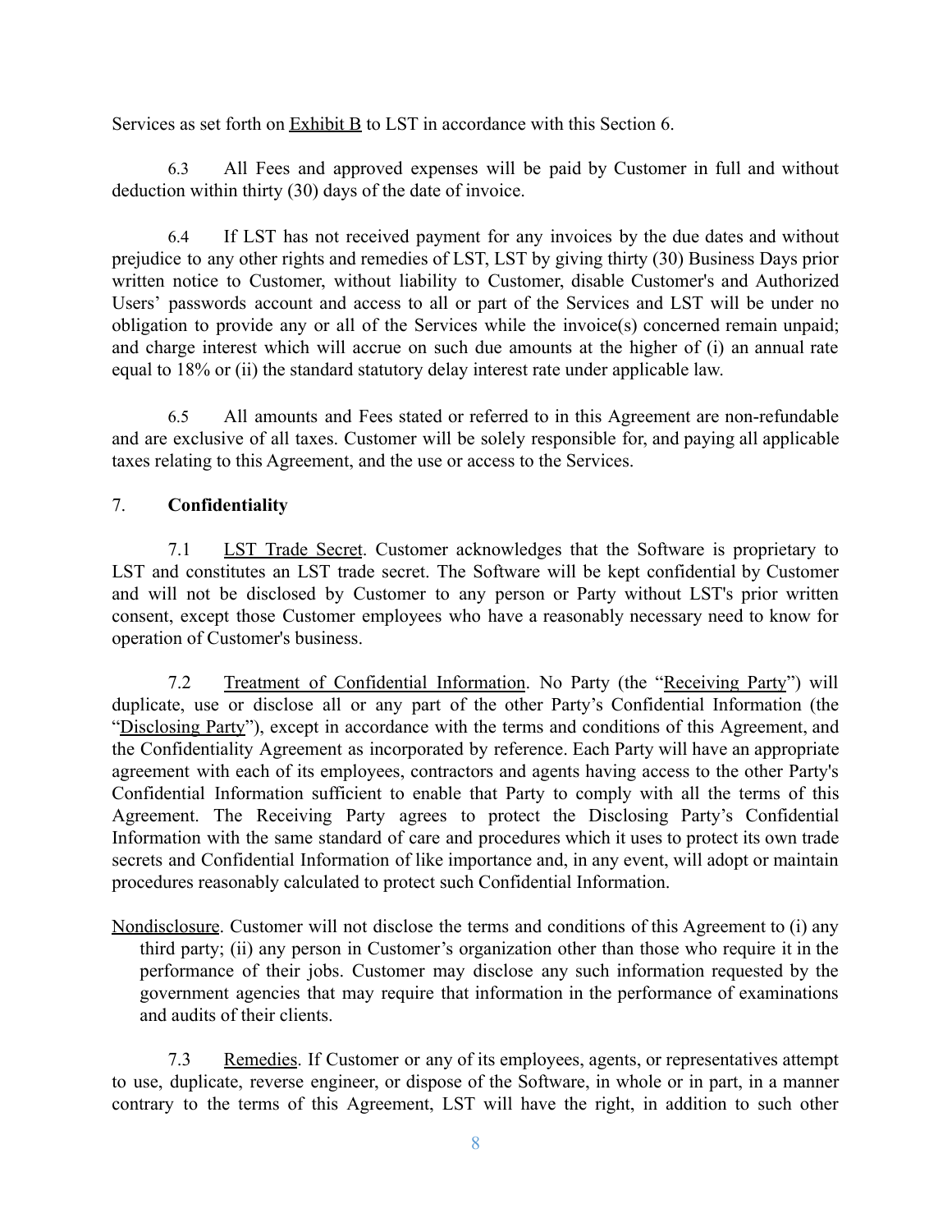Services as set forth on Exhibit B to LST in accordance with this Section 6.

6.3 All Fees and approved expenses will be paid by Customer in full and without deduction within thirty (30) days of the date of invoice.

6.4 If LST has not received payment for any invoices by the due dates and without prejudice to any other rights and remedies of LST, LST by giving thirty (30) Business Days prior written notice to Customer, without liability to Customer, disable Customer's and Authorized Users' passwords account and access to all or part of the Services and LST will be under no obligation to provide any or all of the Services while the invoice(s) concerned remain unpaid; and charge interest which will accrue on such due amounts at the higher of (i) an annual rate equal to 18% or (ii) the standard statutory delay interest rate under applicable law.

6.5 All amounts and Fees stated or referred to in this Agreement are non-refundable and are exclusive of all taxes. Customer will be solely responsible for, and paying all applicable taxes relating to this Agreement, and the use or access to the Services.

7. **Confidentiality**

7.1 LST Trade Secret. Customer acknowledges that the Software is proprietary to LST and constitutes an LST trade secret. The Software will be kept confidential by Customer and will not be disclosed by Customer to any person or Party without LST's prior written consent, except those Customer employees who have a reasonably necessary need to know for operation of Customer's business.

7.2 Treatment of Confidential Information. No Party (the "Receiving Party") will duplicate, use or disclose all or any part of the other Party's Confidential Information (the "Disclosing Party"), except in accordance with the terms and conditions of this Agreement, and the Confidentiality Agreement as incorporated by reference. Each Party will have an appropriate agreement with each of its employees, contractors and agents having access to the other Party's Confidential Information sufficient to enable that Party to comply with all the terms of this Agreement. The Receiving Party agrees to protect the Disclosing Party's Confidential Information with the same standard of care and procedures which it uses to protect its own trade secrets and Confidential Information of like importance and, in any event, will adopt or maintain procedures reasonably calculated to protect such Confidential Information.

Nondisclosure. Customer will not disclose the terms and conditions of this Agreement to (i) any third party; (ii) any person in Customer's organization other than those who require it in the performance of their jobs. Customer may disclose any such information requested by the government agencies that may require that information in the performance of examinations and audits of their clients.

7.3 Remedies. If Customer or any of its employees, agents, or representatives attempt to use, duplicate, reverse engineer, or dispose of the Software, in whole or in part, in a manner contrary to the terms of this Agreement, LST will have the right, in addition to such other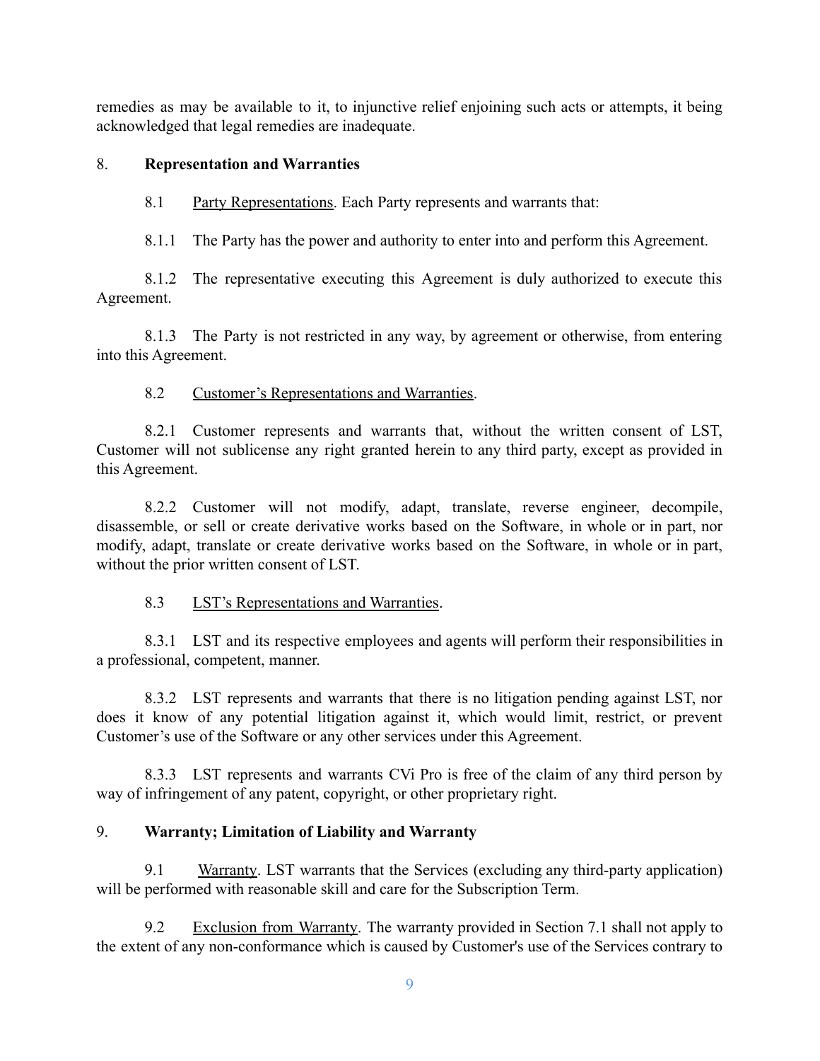remedies as may be available to it, to injunctive relief enjoining such acts or attempts, it being acknowledged that legal remedies are inadequate.

## 8. Representation and Warranties

8.1 Party Representations. Each Party represents and warrants that:

8.1.1 The Party has the power and authority to enter into and perform this Agreement.

8.1.2 The representative executing this Agreement is duly authorized to execute this Agreement.

8.1.3 The Party is not restricted in any way, by agreement or otherwise, from entering into this Agreement.

8.2 Customer's Representations and Warranties.

8.2.1 Customer represents and warrants that, without the written consent of LST, Customer will not sublicense any right granted herein to any third party, except as provided in this Agreement.

8.2.2 Customer will not modify, adapt, translate, reverse engineer, decompile, disassemble, or sell or create derivative works based on the Software, in whole or in part, nor modify, adapt, translate or create derivative works based on the Software, in whole or in part, without the prior written consent of LST.

8.3 LST's Representations and Warranties.

8.3.1 LST and its respective employees and agents will perform their responsibilities in a professional, competent, manner.

8.3.2 LST represents and warrants that there is no litigation pending against LST, nor does it know of any potential litigation against it, which would limit, restrict, or prevent Customer's use of the Software or any other services under this Agreement.

8.3.3 LST represents and warrants CVi Pro is free of the claim of any third person by way of infringement of any patent, copyright, or other proprietary right.

## 9. Warranty; Limitation of Liability and Warranty

9.1 Warranty. LST warrants that the Services (excluding any third-party application) will be performed with reasonable skill and care for the Subscription Term.

9.2 Exclusion from Warranty. The warranty provided in Section 7.1 shall not apply to the extent of any non-conformance which is caused by Customer's use of the Services contrary to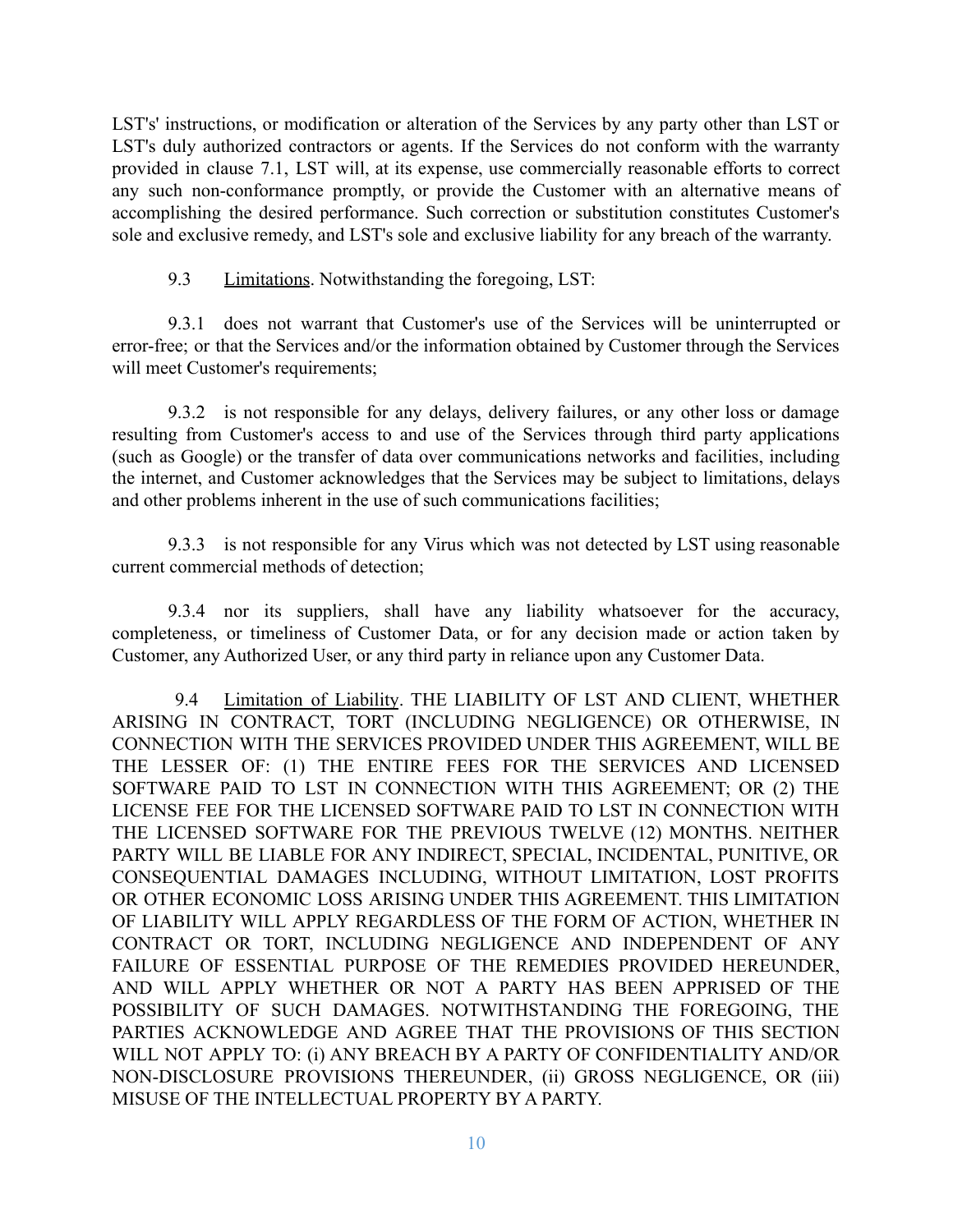LST's' instructions, or modification or alteration of the Services by any party other than LST or LST's duly authorized contractors or agents. If the Services do not conform with the warranty provided in clause 7.1, LST will, at its expense, use commercially reasonable efforts to correct any such non-conformance promptly, or provide the Customer with an alternative means of accomplishing the desired performance. Such correction or substitution constitutes Customer's sole and exclusive remedy, and LST's sole and exclusive liability for any breach of the warranty.

9.3 Limitations. Notwithstanding the foregoing, LST:

9.3.1 does not warrant that Customer's use of the Services will be uninterrupted or error-free; or that the Services and/or the information obtained by Customer through the Services will meet Customer's requirements;

9.3.2 is not responsible for any delays, delivery failures, or any other loss or damage resulting from Customer's access to and use of the Services through third party applications (such as Google) or the transfer of data over communications networks and facilities, including the internet, and Customer acknowledges that the Services may be subject to limitations, delays and other problems inherent in the use of such communications facilities;

9.3.3 is not responsible for any Virus which was not detected by LST using reasonable current commercial methods of detection;

9.3.4 nor its suppliers, shall have any liability whatsoever for the accuracy, completeness, or timeliness of Customer Data, or for any decision made or action taken by Customer, any Authorized User, or any third party in reliance upon any Customer Data.

9.4 Limitation of Liability. THE LIABILITY OF LST AND CLIENT, WHETHER ARISING IN CONTRACT, TORT (INCLUDING NEGLIGENCE) OR OTHERWISE, IN CONNECTION WITH THE SERVICES PROVIDED UNDER THIS AGREEMENT, WILL BE THE LESSER OF: (1) THE ENTIRE FEES FOR THE SERVICES AND LICENSED SOFTWARE PAID TO LST IN CONNECTION WITH THIS AGREEMENT; OR (2) THE LICENSE FEE FOR THE LICENSED SOFTWARE PAID TO LST IN CONNECTION WITH THE LICENSED SOFTWARE FOR THE PREVIOUS TWELVE (12) MONTHS. NEITHER PARTY WILL BE LIABLE FOR ANY INDIRECT, SPECIAL, INCIDENTAL, PUNITIVE, OR CONSEQUENTIAL DAMAGES INCLUDING, WITHOUT LIMITATION, LOST PROFITS OR OTHER ECONOMIC LOSS ARISING UNDER THIS AGREEMENT. THIS LIMITATION OF LIABILITY WILL APPLY REGARDLESS OF THE FORM OF ACTION, WHETHER IN CONTRACT OR TORT, INCLUDING NEGLIGENCE AND INDEPENDENT OF ANY FAILURE OF ESSENTIAL PURPOSE OF THE REMEDIES PROVIDED HEREUNDER, AND WILL APPLY WHETHER OR NOT A PARTY HAS BEEN APPRISED OF THE POSSIBILITY OF SUCH DAMAGES. NOTWITHSTANDING THE FOREGOING, THE PARTIES ACKNOWLEDGE AND AGREE THAT THE PROVISIONS OF THIS SECTION WILL NOT APPLY TO: (i) ANY BREACH BY A PARTY OF CONFIDENTIALITY AND/OR NON-DISCLOSURE PROVISIONS THEREUNDER, (ii) GROSS NEGLIGENCE, OR (iii) MISUSE OF THE INTELLECTUAL PROPERTY BY A PARTY.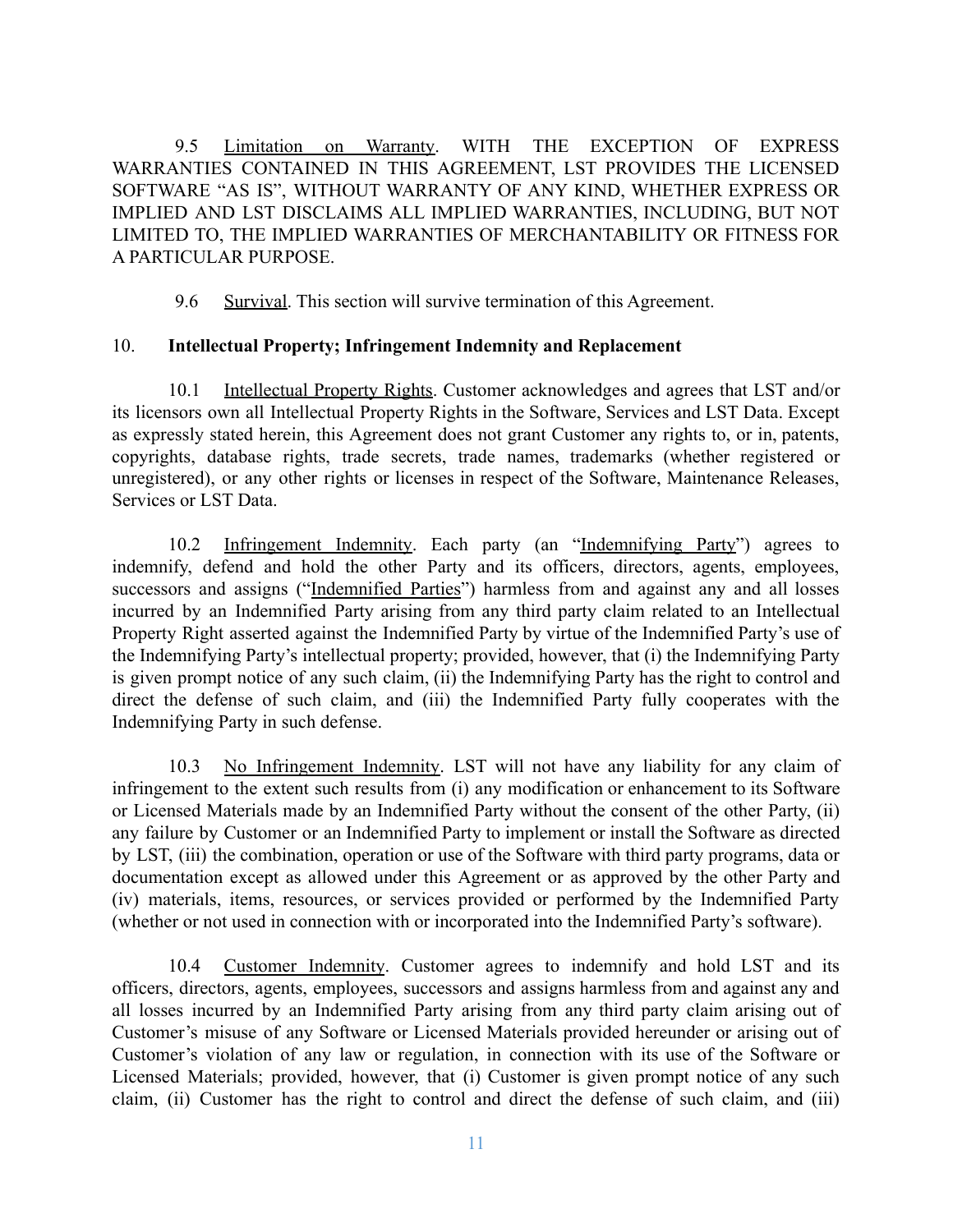9.5 Limitation on Warranty. WITH THE EXCEPTION OF EXPRESS WARRANTIES CONTAINED IN THIS AGREEMENT, LST PROVIDES THE LICENSED SOFTWARE "AS IS", WITHOUT WARRANTY OF ANY KIND, WHETHER EXPRESS OR IMPLIED AND LST DISCLAIMS ALL IMPLIED WARRANTIES, INCLUDING, BUT NOT LIMITED TO, THE IMPLIED WARRANTIES OF MERCHANTABILITY OR FITNESS FOR A PARTICULAR PURPOSE.

9.6 Survival. This section will survive termination of this Agreement.

## 10. Intellectual Property; Infringement Indemnity and Replacement

10.1 Intellectual Property Rights. Customer acknowledges and agrees that LST and/or its licensors own all Intellectual Property Rights in the Software, Services and LST Data. Except as expressly stated herein, this Agreement does not grant Customer any rights to, or in, patents, copyrights, database rights, trade secrets, trade names, trademarks (whether registered or unregistered), or any other rights or licenses in respect of the Software, Maintenance Releases, Services or LST Data.

10.2 Infringement Indemnity. Each party (an "Indemnifying Party") agrees to indemnify, defend and hold the other Party and its officers, directors, agents, employees, successors and assigns ("Indemnified Parties") harmless from and against any and all losses incurred by an Indemnified Party arising from any third party claim related to an Intellectual Property Right asserted against the Indemnified Party by virtue of the Indemnified Party's use of the Indemnifying Party's intellectual property; provided, however, that (i) the Indemnifying Party is given prompt notice of any such claim, (ii) the Indemnifying Party has the right to control and direct the defense of such claim, and (iii) the Indemnified Party fully cooperates with the Indemnifying Party in such defense.

10.3 No Infringement Indemnity. LST will not have any liability for any claim of infringement to the extent such results from (i) any modification or enhancement to its Software or Licensed Materials made by an Indemnified Party without the consent of the other Party, (ii) any failure by Customer or an Indemnified Party to implement or install the Software as directed by LST, (iii) the combination, operation or use of the Software with third party programs, data or documentation except as allowed under this Agreement or as approved by the other Party and (iv) materials, items, resources, or services provided or performed by the Indemnified Party (whether or not used in connection with or incorporated into the Indemnified Party's software).

10.4 Customer Indemnity. Customer agrees to indemnify and hold LST and its officers, directors, agents, employees, successors and assigns harmless from and against any and all losses incurred by an Indemnified Party arising from any third party claim arising out of Customer's misuse of any Software or Licensed Materials provided hereunder or arising out of Customer's violation of any law or regulation, in connection with its use of the Software or Licensed Materials; provided, however, that (i) Customer is given prompt notice of any such claim, (ii) Customer has the right to control and direct the defense of such claim, and (iii)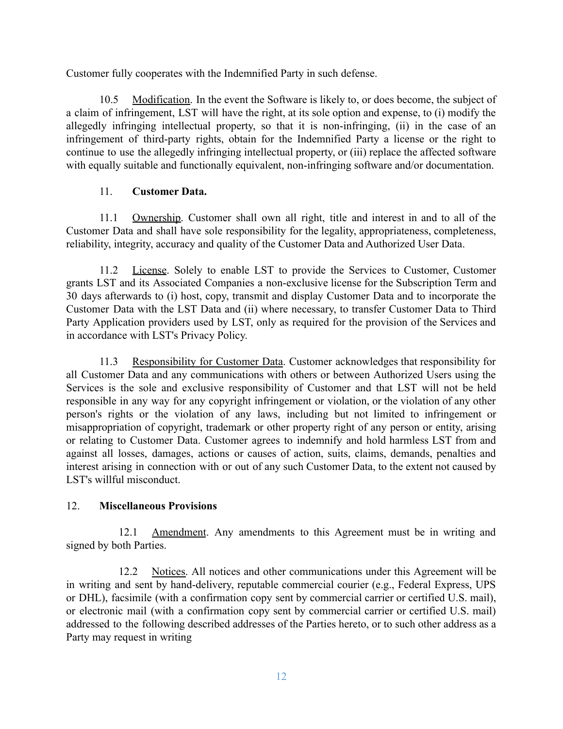Customer fully cooperates with the Indemnified Party in such defense.

10.5 Modification. In the event the Software is likely to, or does become, the subject of a claim of infringement, LST will have the right, at its sole option and expense, to (i) modify the allegedly infringing intellectual property, so that it is non-infringing, (ii) in the case of an infringement of third-party rights, obtain for the Indemnified Party a license or the right to continue to use the allegedly infringing intellectual property, or (iii) replace the affected software with equally suitable and functionally equivalent, non-infringing software and/or documentation.

## 11. Customer Data.

11.1 Ownership. Customer shall own all right, title and interest in and to all of the Customer Data and shall have sole responsibility for the legality, appropriateness, completeness, reliability, integrity, accuracy and quality of the Customer Data and Authorized User Data.

11.2 License. Solely to enable LST to provide the Services to Customer, Customer grants LST and its Associated Companies a non-exclusive license for the Subscription Term and 30 days afterwards to (i) host, copy, transmit and display Customer Data and to incorporate the Customer Data with the LST Data and (ii) where necessary, to transfer Customer Data to Third Party Application providers used by LST, only as required for the provision of the Services and in accordance with LST's Privacy Policy.

11.3 Responsibility for Customer Data. Customer acknowledges that responsibility for all Customer Data and any communications with others or between Authorized Users using the Services is the sole and exclusive responsibility of Customer and that LST will not be held responsible in any way for any copyright infringement or violation, or the violation of any other person's rights or the violation of any laws, including but not limited to infringement or misappropriation of copyright, trademark or other property right of any person or entity, arising or relating to Customer Data. Customer agrees to indemnify and hold harmless LST from and against all losses, damages, actions or causes of action, suits, claims, demands, penalties and interest arising in connection with or out of any such Customer Data, to the extent not caused by LST's willful misconduct.

## 12. Miscellaneous Provisions

12.1 Amendment. Any amendments to this Agreement must be in writing and signed by both Parties.

12.2 Notices. All notices and other communications under this Agreement will be in writing and sent by hand-delivery, reputable commercial courier (e.g., Federal Express, UPS or DHL), facsimile (with a confirmation copy sent by commercial carrier or certified U.S. mail), or electronic mail (with a confirmation copy sent by commercial carrier or certified U.S. mail) addressed to the following described addresses of the Parties hereto, or to such other address as a Party may request in writing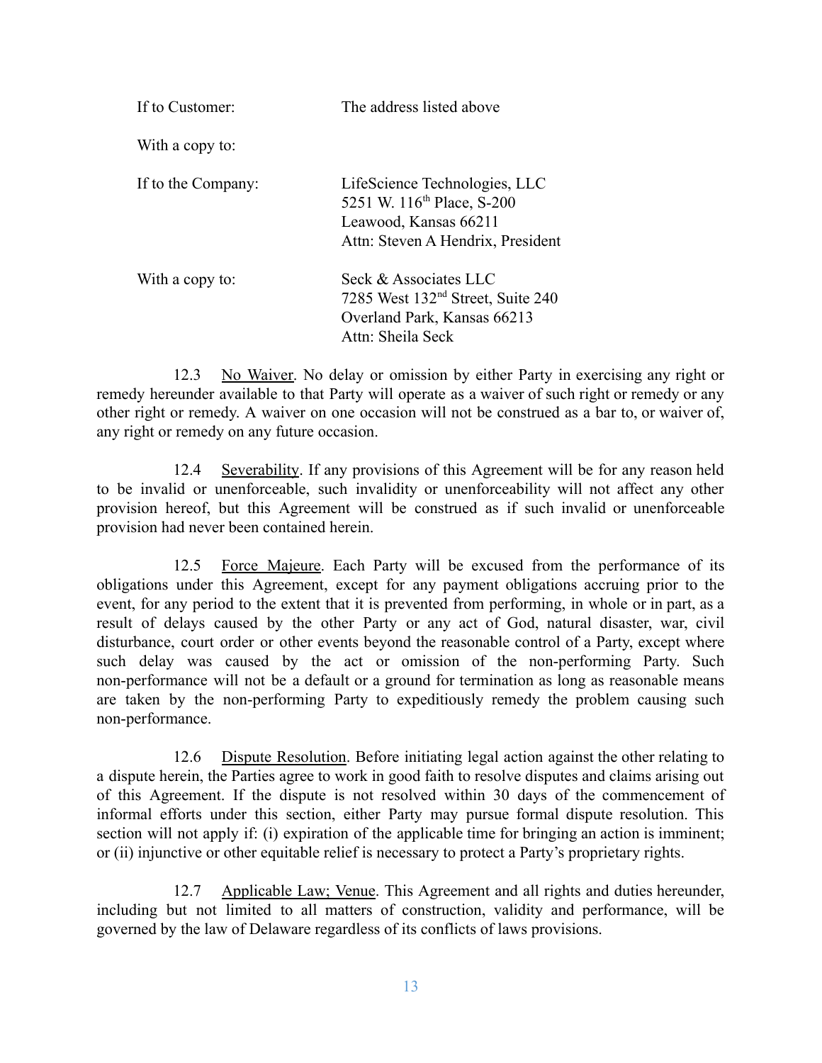If to Customer: The address listed above

With a copy to:

If to the Company: LifeScience Technologies, LLC
5251 W. 116th Place, S-200
Leawood, Kansas 66211
Attn: Steven A Hendrix, President

With a copy to: Seck & Associates LLC
7285 West 132nd Street, Suite 240
Overland Park, Kansas 66213
Attn: Sheila Seck

12.3 No Waiver. No delay or omission by either Party in exercising any right or remedy hereunder available to that Party will operate as a waiver of such right or remedy or any other right or remedy. A waiver on one occasion will not be construed as a bar to, or waiver of, any right or remedy on any future occasion.

12.4 Severability. If any provisions of this Agreement will be for any reason held to be invalid or unenforceable, such invalidity or unenforceability will not affect any other provision hereof, but this Agreement will be construed as if such invalid or unenforceable provision had never been contained herein.

12.5 Force Majeure. Each Party will be excused from the performance of its obligations under this Agreement, except for any payment obligations accruing prior to the event, for any period to the extent that it is prevented from performing, in whole or in part, as a result of delays caused by the other Party or any act of God, natural disaster, war, civil disturbance, court order or other events beyond the reasonable control of a Party, except where such delay was caused by the act or omission of the non-performing Party. Such non-performance will not be a default or a ground for termination as long as reasonable means are taken by the non-performing Party to expeditiously remedy the problem causing such non-performance.

12.6 Dispute Resolution. Before initiating legal action against the other relating to a dispute herein, the Parties agree to work in good faith to resolve disputes and claims arising out of this Agreement. If the dispute is not resolved within 30 days of the commencement of informal efforts under this section, either Party may pursue formal dispute resolution. This section will not apply if: (i) expiration of the applicable time for bringing an action is imminent; or (ii) injunctive or other equitable relief is necessary to protect a Party's proprietary rights.

12.7 Applicable Law; Venue. This Agreement and all rights and duties hereunder, including but not limited to all matters of construction, validity and performance, will be governed by the law of Delaware regardless of its conflicts of laws provisions.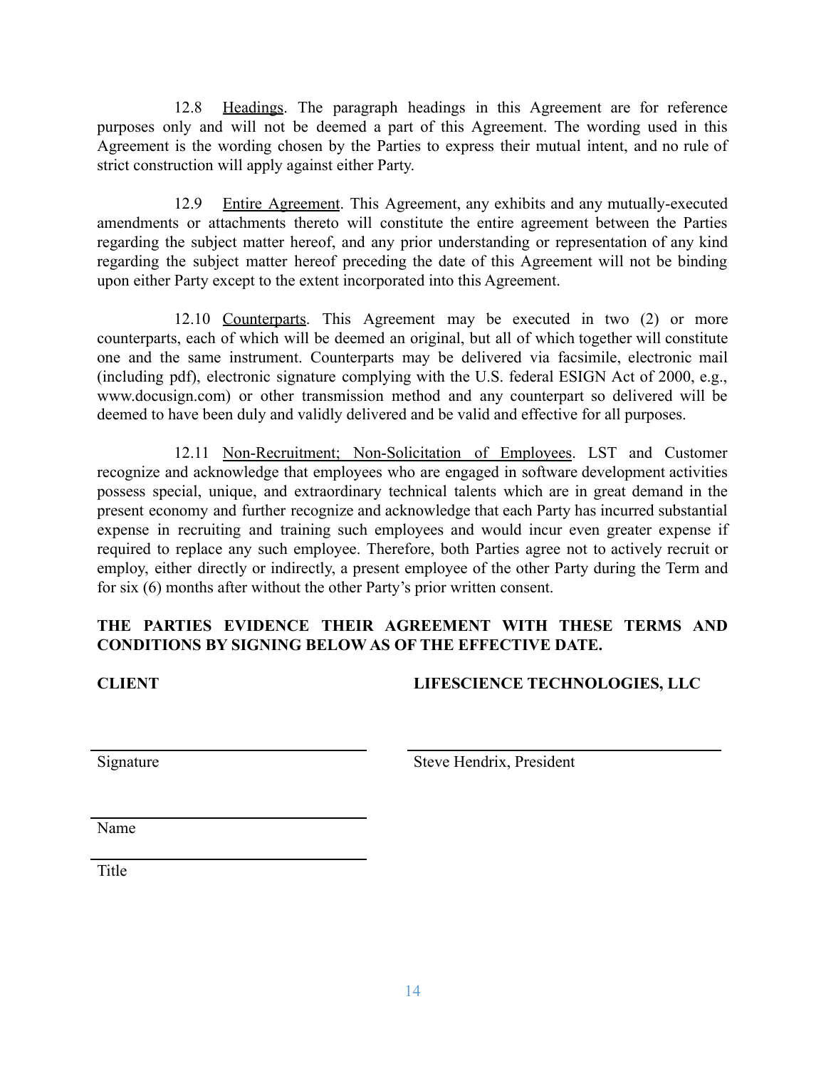12.8 Headings. The paragraph headings in this Agreement are for reference purposes only and will not be deemed a part of this Agreement. The wording used in this Agreement is the wording chosen by the Parties to express their mutual intent, and no rule of strict construction will apply against either Party.

12.9 Entire Agreement. This Agreement, any exhibits and any mutually-executed amendments or attachments thereto will constitute the entire agreement between the Parties regarding the subject matter hereof, and any prior understanding or representation of any kind regarding the subject matter hereof preceding the date of this Agreement will not be binding upon either Party except to the extent incorporated into this Agreement.

12.10 Counterparts. This Agreement may be executed in two (2) or more counterparts, each of which will be deemed an original, but all of which together will constitute one and the same instrument. Counterparts may be delivered via facsimile, electronic mail (including pdf), electronic signature complying with the U.S. federal ESIGN Act of 2000, e.g., www.docusign.com) or other transmission method and any counterpart so delivered will be deemed to have been duly and validly delivered and be valid and effective for all purposes.

12.11 Non-Recruitment; Non-Solicitation of Employees. LST and Customer recognize and acknowledge that employees who are engaged in software development activities possess special, unique, and extraordinary technical talents which are in great demand in the present economy and further recognize and acknowledge that each Party has incurred substantial expense in recruiting and training such employees and would incur even greater expense if required to replace any such employee. Therefore, both Parties agree not to actively recruit or employ, either directly or indirectly, a present employee of the other Party during the Term and for six (6) months after without the other Party's prior written consent.

**THE PARTIES EVIDENCE THEIR AGREEMENT WITH THESE TERMS AND CONDITIONS BY SIGNING BELOW AS OF THE EFFECTIVE DATE.**

**CLIENT**

\_\_\_\_\_\_\_\_\_\_\_\_\_\_\_\_\_\_\_\_\_\_\_\_\_\_\_\_\_\_
Signature

\_\_\_\_\_\_\_\_\_\_\_\_\_\_\_\_\_\_\_\_\_\_\_\_\_\_\_\_\_\_
Name

\_\_\_\_\_\_\_\_\_\_\_\_\_\_\_\_\_\_\_\_\_\_\_\_\_\_\_\_\_\_
Title

**LIFESCIENCE TECHNOLOGIES, LLC**

\_\_\_\_\_\_\_\_\_\_\_\_\_\_\_\_\_\_\_\_\_\_\_\_\_\_\_\_\_\_
Steve Hendrix, President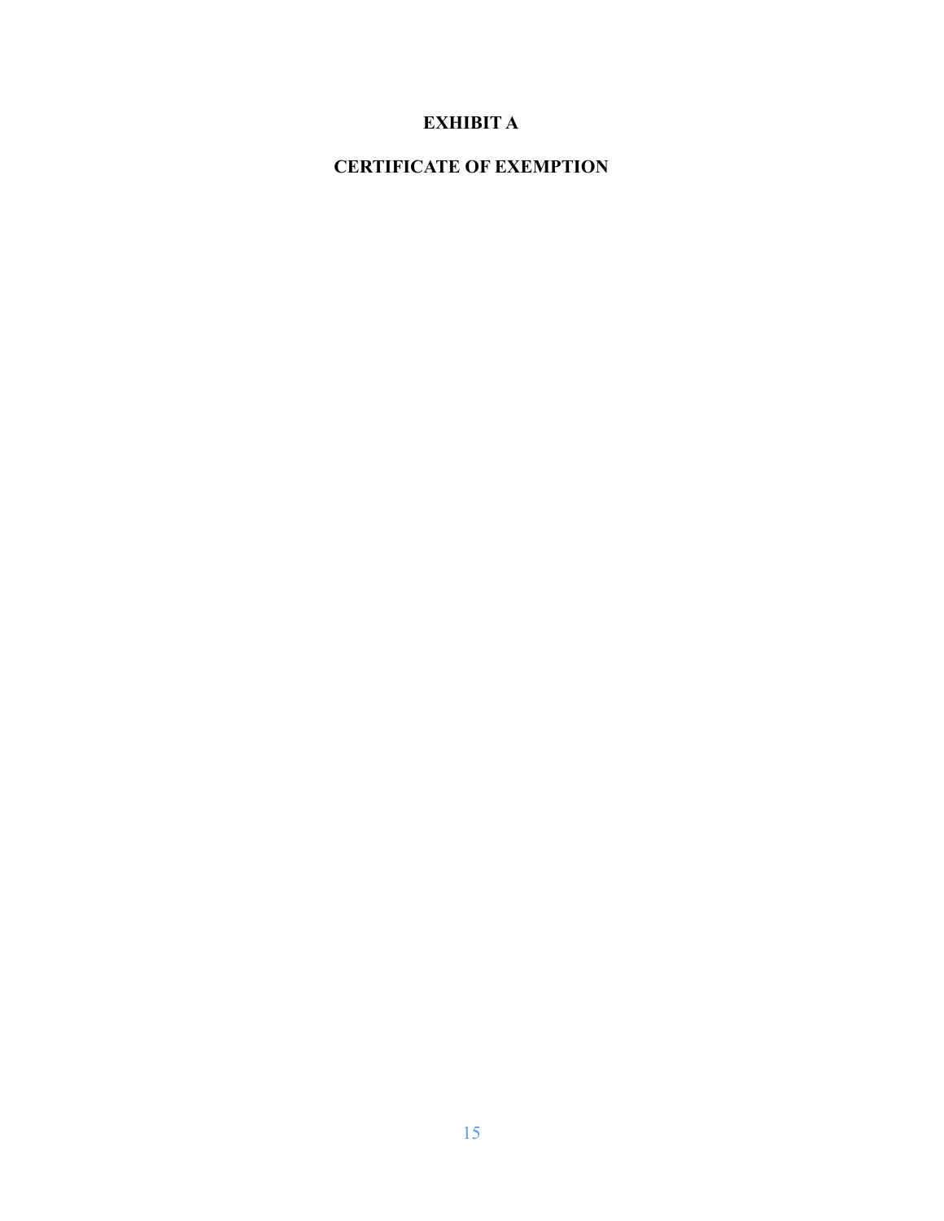# EXHIBIT A

## CERTIFICATE OF EXEMPTION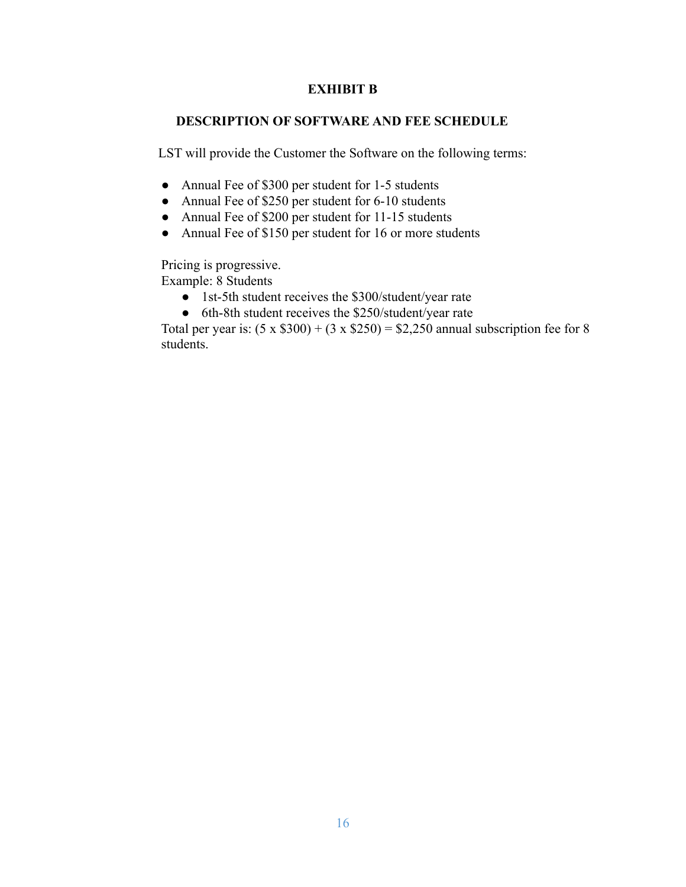# EXHIBIT B

## DESCRIPTION OF SOFTWARE AND FEE SCHEDULE

LST will provide the Customer the Software on the following terms:

- Annual Fee of $300 per student for 1-5 students
- Annual Fee of $250 per student for 6-10 students
- Annual Fee of $200 per student for 11-15 students
- Annual Fee of $150 per student for 16 or more students

Pricing is progressive.
Example: 8 Students

- 1st-5th student receives the $300/student/year rate
- 6th-8th student receives the $250/student/year rate

Total per year is: (5 x $300) + (3 x $250) = $2,250 annual subscription fee for 8 students.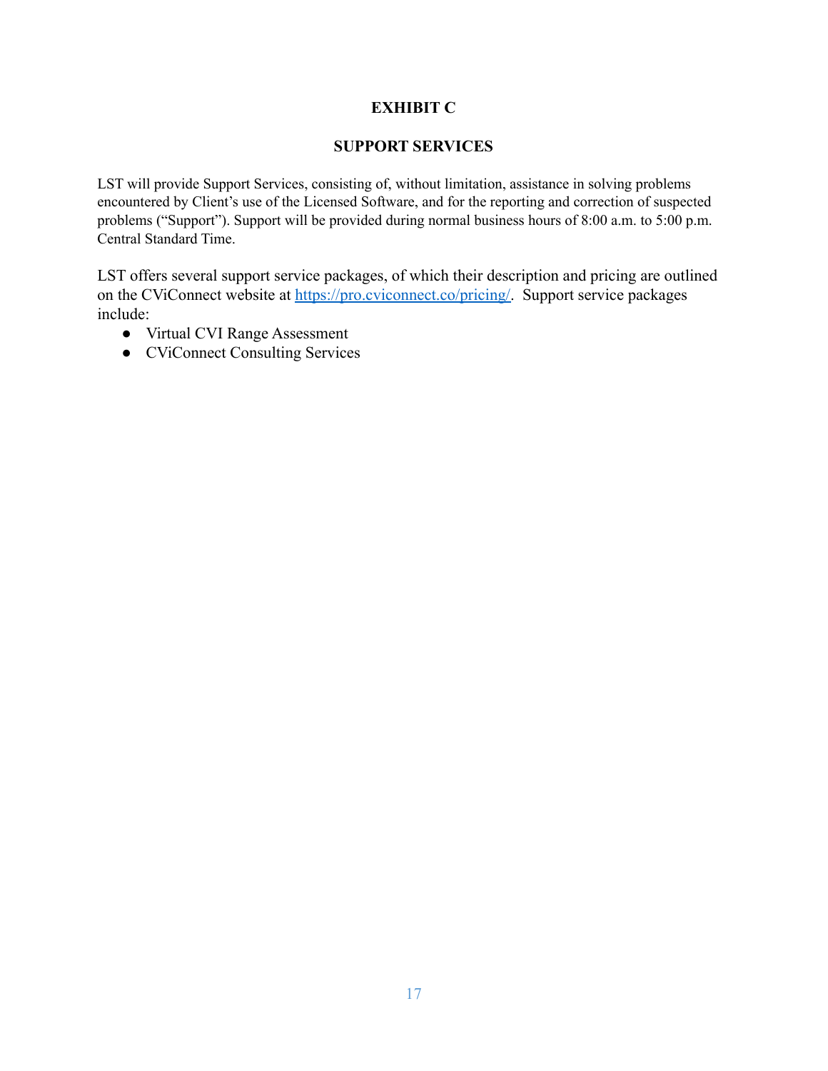# EXHIBIT C

## SUPPORT SERVICES

LST will provide Support Services, consisting of, without limitation, assistance in solving problems encountered by Client's use of the Licensed Software, and for the reporting and correction of suspected problems ("Support"). Support will be provided during normal business hours of 8:00 a.m. to 5:00 p.m. Central Standard Time.

LST offers several support service packages, of which their description and pricing are outlined on the CViConnect website at https://pro.cviconnect.co/pricing/. Support service packages include:

- Virtual CVI Range Assessment
- CViConnect Consulting Services